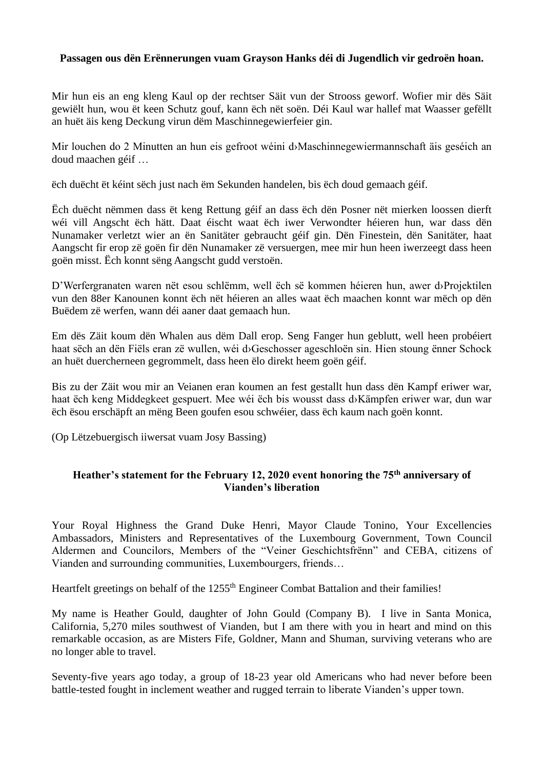**Passagen ous dën Erënnerungen vuam Grayson Hanks déi di Jugendlich vir gedroën hoan.**

Mir hun eis an eng kleng Kaul op der rechtser Säit vun der Strooss geworf. Wofier mir dës Säit gewiëlt hun, wou ët keen Schutz gouf, kann ëch nët soën. Déi Kaul war hallef mat Waasser geféllt an huët äis keng Deckung virun dëm Maschinnegewierfeier gin.

Mir louchen do 2 Minutten an hun eis gefroot wéini d›Maschinnegewiermannschaft äis geséich an doud maachen géif …

ëch duëcht ët kéint sëch just nach ëm Sekunden handelen, bis ëch doud gemaach géif.

Ëch duëcht nëmmen dass ët keng Rettung géif an dass ëch dën Posner nët mierken loossen dierft wéi vill Angscht ëch hätt. Daat éischt waat ëch iwer Verwondter héieren hun, war dass dën Nunamaker verletzt wier an ën Sanitäter gebraucht géif gin. Dën Finestein, dën Sanitäter, haat Aangscht fir erop zë goën fir dën Nunamaker zë versuergen, mee mir hun heen iwerzeegt dass heen goën misst. Ëch konnt sëng Aangscht gudd verstoën.

D'Werfergranaten waren nët esou schlëmm, well ëch së kommen héieren hun, awer d›Projektilen vun den 88er Kanounen konnt ëch nët héieren an alles waat ëch maachen konnt war mëch op dën Buëdem zë werfen, wann déi aaner daat gemaach hun.

Em dës Zäit koum dën Whalen aus dëm Dall erop. Seng Fanger hun geblutt, well heen probéiert haat sëch an dën Fiëls eran zë wullen, wéi d›Geschosser ageschloën sin. Hien stoung ënner Schock an huët duercherneen gegrommelt, dass heen ëlo direkt heem goën géif.

Bis zu der Zäit wou mir an Veianen eran koumen an fest gestallt hun dass dën Kampf eriwer war, haat ëch keng Middegkeet gespuert. Mee wéi ëch bis wousst dass d›Kämpfen eriwer war, dun war ëch ësou erschäpft an mëng Been goufen esou schwéier, dass ëch kaum nach goën konnt.

(Op Lëtzebuergisch iiwersat vuam Josy Bassing)

**Heather's statement for the February 12, 2020 event honoring the 75th anniversary of Vianden's liberation**

Your Royal Highness the Grand Duke Henri, Mayor Claude Tonino, Your Excellencies Ambassadors, Ministers and Representatives of the Luxembourg Government, Town Council Aldermen and Councilors, Members of the "Veiner Geschichtsfrënn" and CEBA, citizens of Vianden and surrounding communities, Luxembourgers, friends…

Heartfelt greetings on behalf of the 1255th Engineer Combat Battalion and their families!

My name is Heather Gould, daughter of John Gould (Company B). I live in Santa Monica, California, 5,270 miles southwest of Vianden, but I am there with you in heart and mind on this remarkable occasion, as are Misters Fife, Goldner, Mann and Shuman, surviving veterans who are no longer able to travel.

Seventy-five years ago today, a group of 18-23 year old Americans who had never before been battle-tested fought in inclement weather and rugged terrain to liberate Vianden's upper town.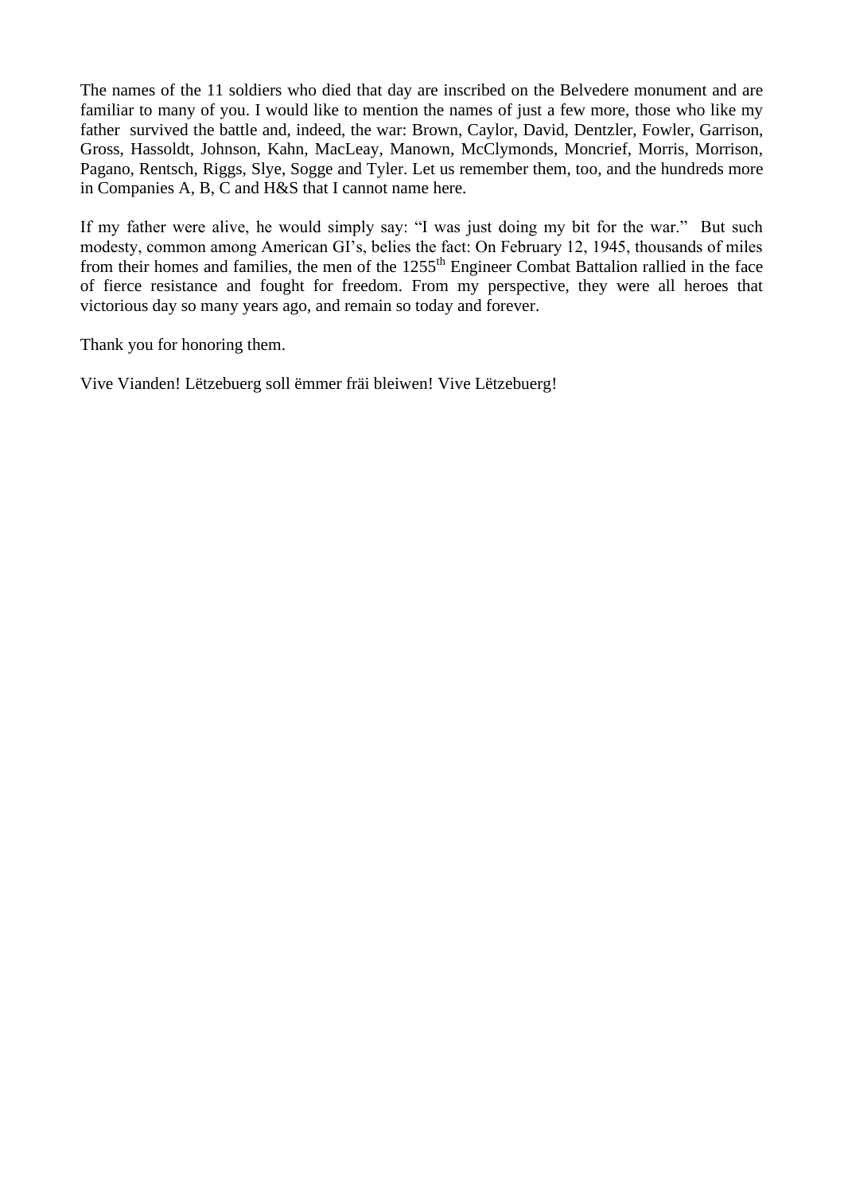The names of the 11 soldiers who died that day are inscribed on the Belvedere monument and are familiar to many of you. I would like to mention the names of just a few more, those who like my father survived the battle and, indeed, the war: Brown, Caylor, David, Dentzler, Fowler, Garrison, Gross, Hassoldt, Johnson, Kahn, MacLeay, Manown, McClymonds, Moncrief, Morris, Morrison, Pagano, Rentsch, Riggs, Slye, Sogge and Tyler. Let us remember them, too, and the hundreds more in Companies A, B, C and H&S that I cannot name here.

If my father were alive, he would simply say: "I was just doing my bit for the war." But such modesty, common among American GI's, belies the fact: On February 12, 1945, thousands of miles from their homes and families, the men of the 1255th Engineer Combat Battalion rallied in the face of fierce resistance and fought for freedom. From my perspective, they were all heroes that victorious day so many years ago, and remain so today and forever.

Thank you for honoring them.

Vive Vianden! Lëtzebuerg soll ëmmer fräi bleiwen! Vive Lëtzebuerg!